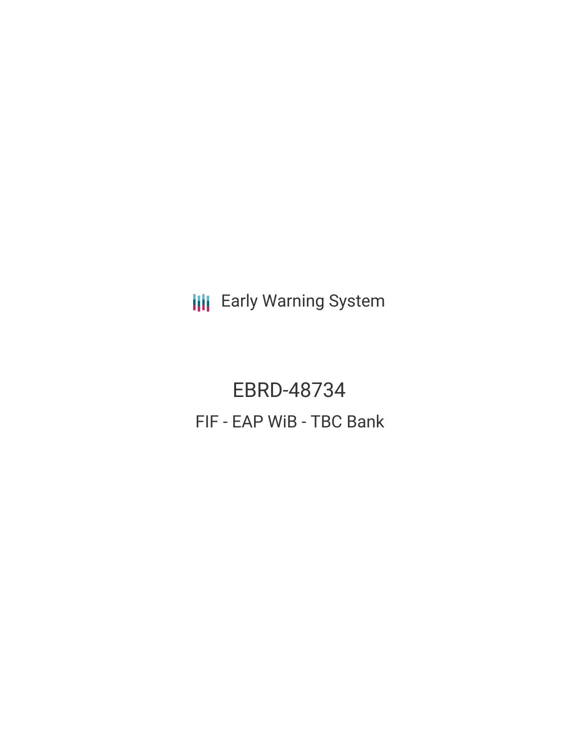Early Warning System

# EBRD-48734

## FIF - EAP WiB - TBC Bank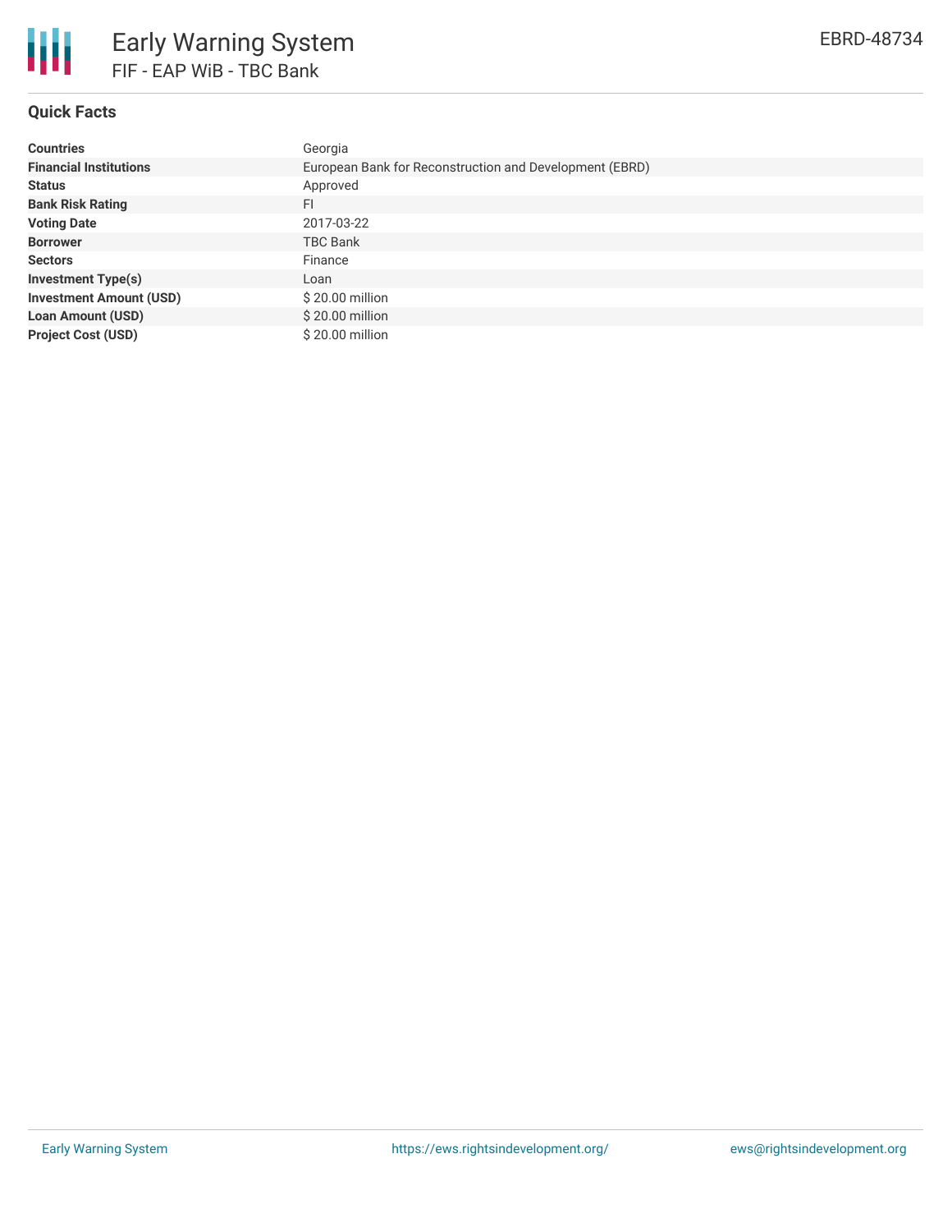# Early Warning System

FIF - EAP WiB - TBC Bank

EBRD-48734

## Quick Facts

| | |
|---|---|
| **Countries** | Georgia |
| **Financial Institutions** | European Bank for Reconstruction and Development (EBRD) |
| **Status** | Approved |
| **Bank Risk Rating** | FI |
| **Voting Date** | 2017-03-22 |
| **Borrower** | TBC Bank |
| **Sectors** | Finance |
| **Investment Type(s)** | Loan |
| **Investment Amount (USD)** | $ 20.00 million |
| **Loan Amount (USD)** | $ 20.00 million |
| **Project Cost (USD)** | $ 20.00 million |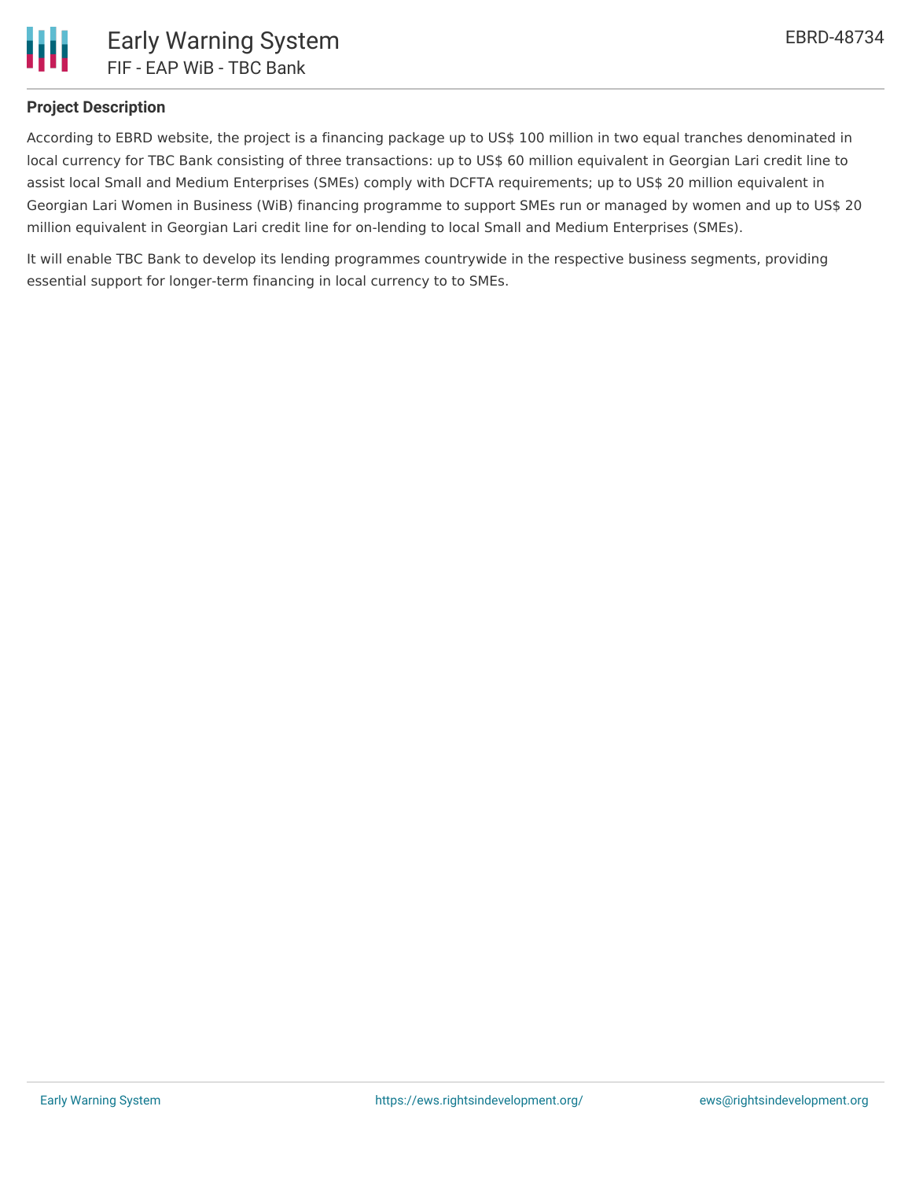## Project Description

According to EBRD website, the project is a financing package up to US$ 100 million in two equal tranches denominated in local currency for TBC Bank consisting of three transactions: up to US$ 60 million equivalent in Georgian Lari credit line to assist local Small and Medium Enterprises (SMEs) comply with DCFTA requirements; up to US$ 20 million equivalent in Georgian Lari Women in Business (WiB) financing programme to support SMEs run or managed by women and up to US$ 20 million equivalent in Georgian Lari credit line for on-lending to local Small and Medium Enterprises (SMEs).

It will enable TBC Bank to develop its lending programmes countrywide in the respective business segments, providing essential support for longer-term financing in local currency to to SMEs.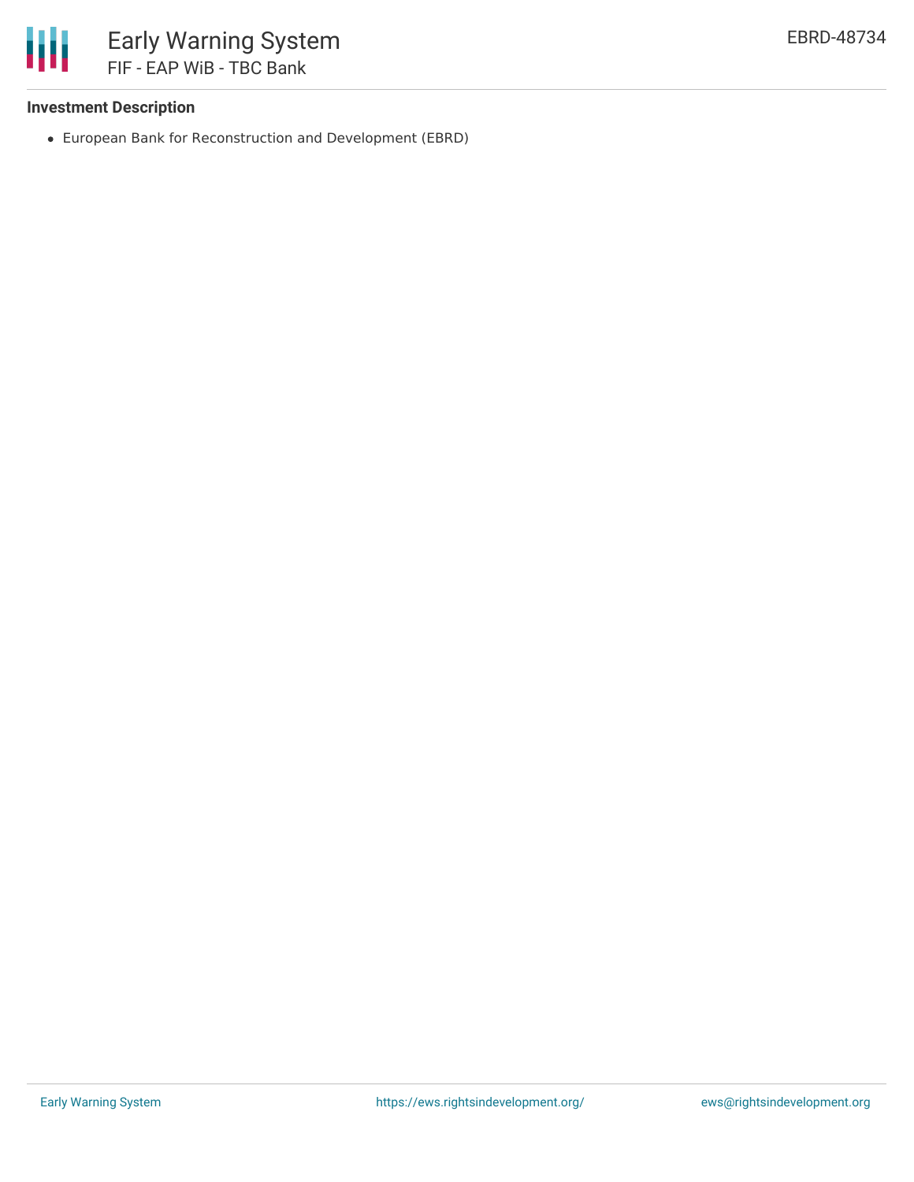**Investment Description**

- European Bank for Reconstruction and Development (EBRD)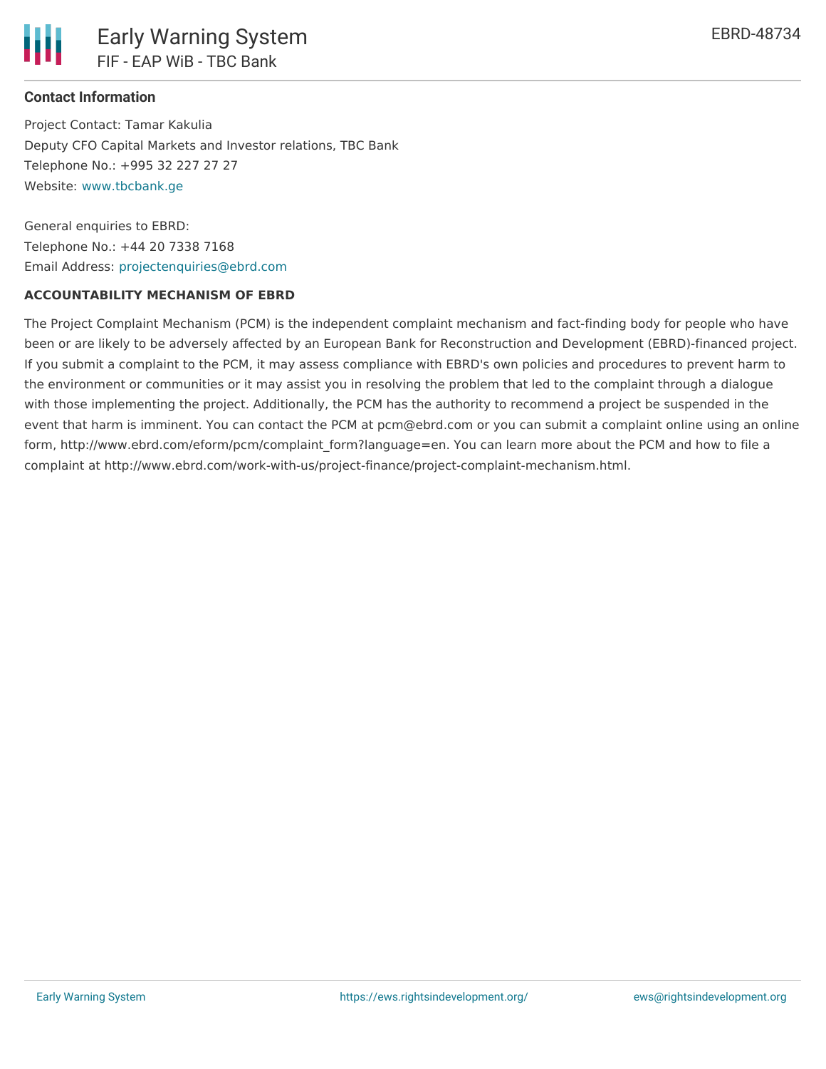#### Contact Information

Project Contact: Tamar Kakulia
Deputy CFO Capital Markets and Investor relations, TBC Bank
Telephone No.: +995 32 227 27 27
Website: www.tbcbank.ge

General enquiries to EBRD:
Telephone No.: +44 20 7338 7168
Email Address: projectenquiries@ebrd.com

**ACCOUNTABILITY MECHANISM OF EBRD**

The Project Complaint Mechanism (PCM) is the independent complaint mechanism and fact-finding body for people who have been or are likely to be adversely affected by an European Bank for Reconstruction and Development (EBRD)-financed project. If you submit a complaint to the PCM, it may assess compliance with EBRD's own policies and procedures to prevent harm to the environment or communities or it may assist you in resolving the problem that led to the complaint through a dialogue with those implementing the project. Additionally, the PCM has the authority to recommend a project be suspended in the event that harm is imminent. You can contact the PCM at pcm@ebrd.com or you can submit a complaint online using an online form, http://www.ebrd.com/eform/pcm/complaint_form?language=en. You can learn more about the PCM and how to file a complaint at http://www.ebrd.com/work-with-us/project-finance/project-complaint-mechanism.html.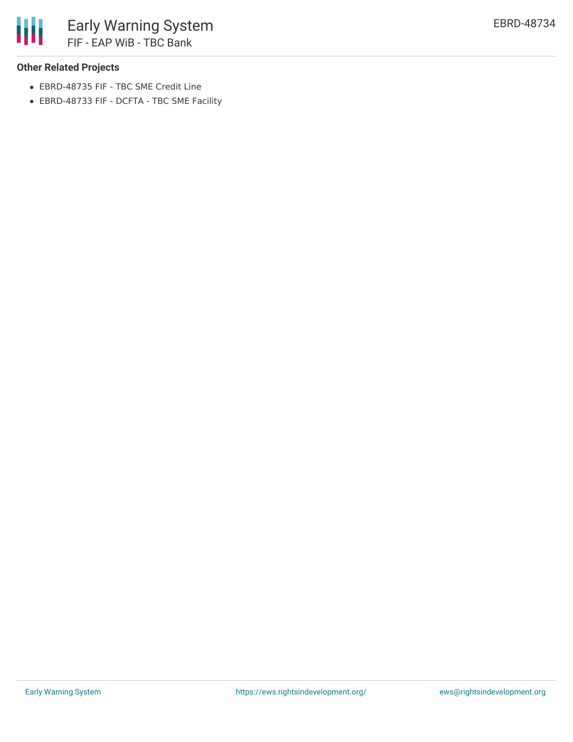### Other Related Projects

- EBRD-48735 FIF - TBC SME Credit Line
- EBRD-48733 FIF - DCFTA - TBC SME Facility